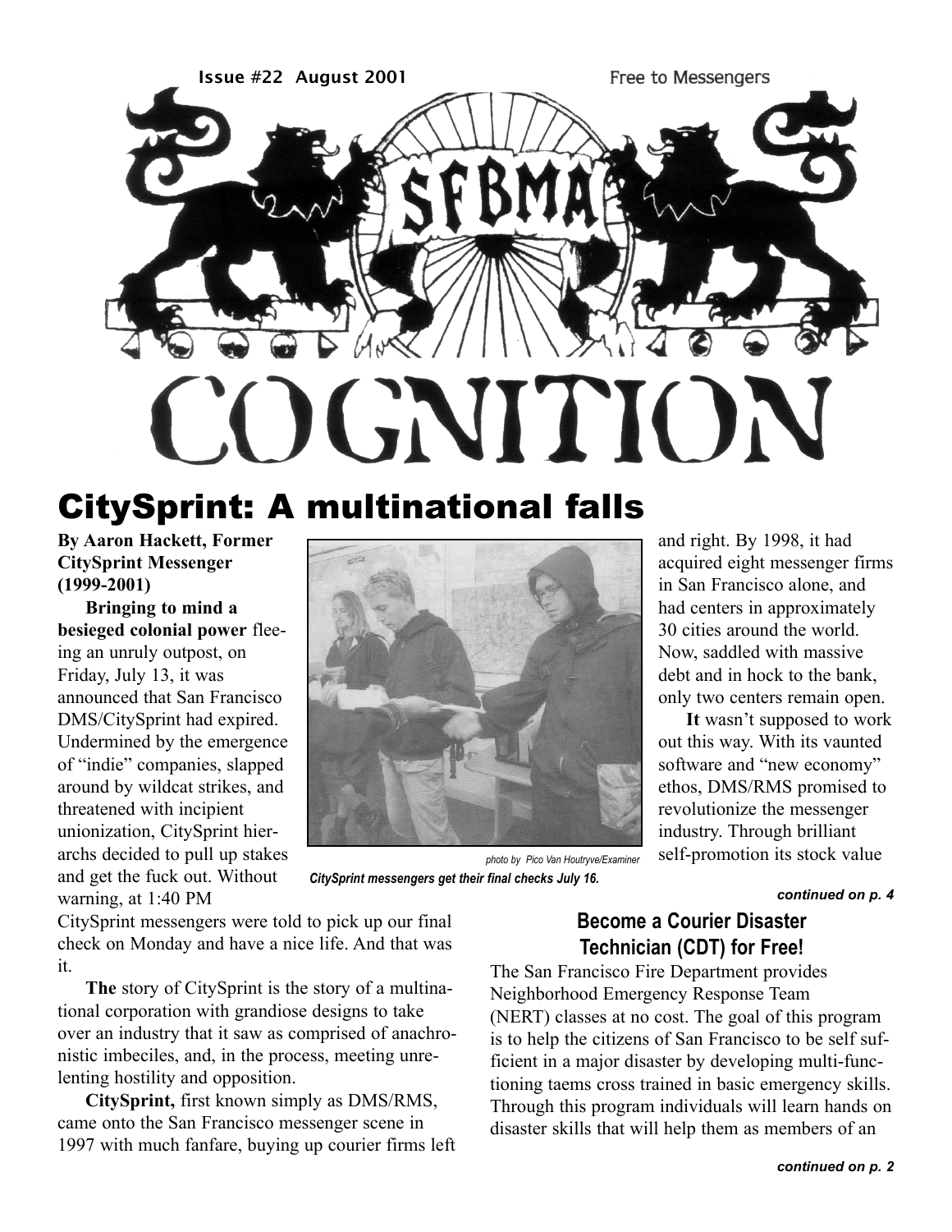Issue #22 August 2001

Free to Messengers

SFBMA

# COGNITION

## CitySprint: A multinational falls

**By Aaron Hackett, Former CitySprint Messenger (1999-2001)**

**Bringing to mind a besieged colonial power** fleeing an unruly outpost, on Friday, July 13, it was announced that San Francisco DMS/CitySprint had expired. Undermined by the emergence of "indie" companies, slapped around by wildcat strikes, and threatened with incipient unionization, CitySprint hierarchs decided to pull up stakes and get the fuck out. Without warning, at 1:40 PM CitySprint messengers were told to pick up our final check on Monday and have a nice life. And that was it.

**The** story of CitySprint is the story of a multinational corporation with grandiose designs to take over an industry that it saw as comprised of anachronistic imbeciles, and, in the process, meeting unrelenting hostility and opposition.

**CitySprint,** first known simply as DMS/RMS, came onto the San Francisco messenger scene in 1997 with much fanfare, buying up courier firms left and right. By 1998, it had acquired eight messenger firms in San Francisco alone, and had centers in approximately 30 cities around the world. Now, saddled with massive debt and in hock to the bank, only two centers remain open.

**It** wasn't supposed to work out this way. With its vaunted software and "new economy" ethos, DMS/RMS promised to revolutionize the messenger industry. Through brilliant self-promotion its stock value

*photo by Pico Van Houtryve/Examiner*

***CitySprint messengers get their final checks July 16.***

***continued on p. 4***

### Become a Courier Disaster Technician (CDT) for Free!

The San Francisco Fire Department provides Neighborhood Emergency Response Team (NERT) classes at no cost. The goal of this program is to help the citizens of San Francisco to be self sufficient in a major disaster by developing multi-functioning taems cross trained in basic emergency skills. Through this program individuals will learn hands on disaster skills that will help them as members of an

***continued on p. 2***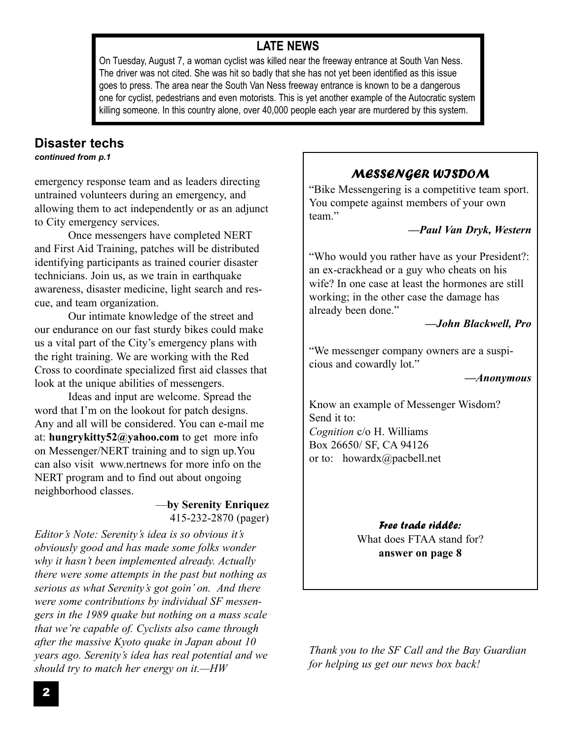## LATE NEWS

On Tuesday, August 7, a woman cyclist was killed near the freeway entrance at South Van Ness. The driver was not cited. She was hit so badly that she has not yet been identified as this issue goes to press. The area near the South Van Ness freeway entrance is known to be a dangerous one for cyclist, pedestrians and even motorists. This is yet another example of the Autocratic system killing someone. In this country alone, over 40,000 people each year are murdered by this system.

## Disaster techs

***continued from p.1***

emergency response team and as leaders directing untrained volunteers during an emergency, and allowing them to act independently or as an adjunct to City emergency services.

Once messengers have completed NERT and First Aid Training, patches will be distributed identifying participants as trained courier disaster technicians. Join us, as we train in earthquake awareness, disaster medicine, light search and rescue, and team organization.

Our intimate knowledge of the street and our endurance on our fast sturdy bikes could make us a vital part of the City's emergency plans with the right training. We are working with the Red Cross to coordinate specialized first aid classes that look at the unique abilities of messengers.

Ideas and input are welcome. Spread the word that I'm on the lookout for patch designs. Any and all will be considered. You can e-mail me at: **hungrykitty52@yahoo.com** to get more info on Messenger/NERT training and to sign up.You can also visit www.nertnews for more info on the NERT program and to find out about ongoing neighborhood classes.

—**by Serenity Enriquez**
415-232-2870 (pager)

*Editor's Note: Serenity's idea is so obvious it's obviously good and has made some folks wonder why it hasn't been implemented already. Actually there were some attempts in the past but nothing as serious as what Serenity's got goin' on. And there were some contributions by individual SF messengers in the 1989 quake but nothing on a mass scale that we're capable of. Cyclists also came through after the massive Kyoto quake in Japan about 10 years ago. Serenity's idea has real potential and we should try to match her energy on it.—HW*

### *MESSENGER WISDOM*

"Bike Messengering is a competitive team sport. You compete against members of your own team."

***—Paul Van Dryk, Western***

"Who would you rather have as your President?: an ex-crackhead or a guy who cheats on his wife? In one case at least the hormones are still working; in the other case the damage has already been done."

***—John Blackwell, Pro***

"We messenger company owners are a suspicious and cowardly lot."

***—Anonymous***

Know an example of Messenger Wisdom? Send it to:
*Cognition* c/o H. Williams
Box 26650/ SF, CA 94126
or to: howardx@pacbell.net

***Free trade riddle:***
What does FTAA stand for?
**answer on page 8**

*Thank you to the SF Call and the Bay Guardian for helping us get our news box back!*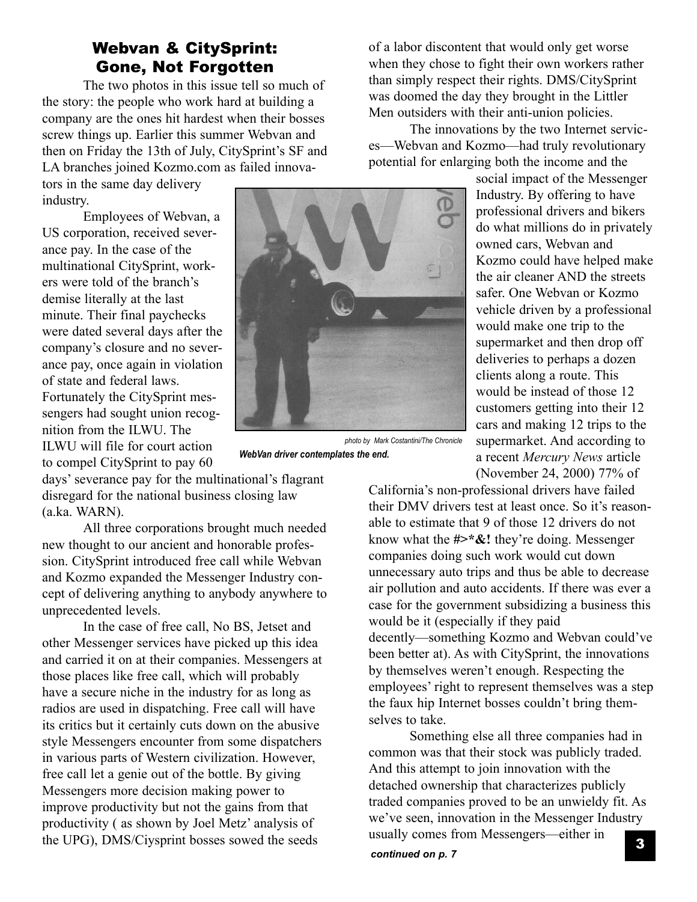## Webvan & CitySprint: Gone, Not Forgotten

The two photos in this issue tell so much of the story: the people who work hard at building a company are the ones hit hardest when their bosses screw things up. Earlier this summer Webvan and then on Friday the 13th of July, CitySprint's SF and LA branches joined Kozmo.com as failed innovators in the same day delivery industry.

Employees of Webvan, a US corporation, received severance pay. In the case of the multinational CitySprint, workers were told of the branch's demise literally at the last minute. Their final paychecks were dated several days after the company's closure and no severance pay, once again in violation of state and federal laws. Fortunately the CitySprint messengers had sought union recognition from the ILWU. The ILWU will file for court action to compel CitySprint to pay 60 days' severance pay for the multinational's flagrant disregard for the national business closing law (a.ka. WARN).

photo by Mark Costantini/The Chronicle

*WebVan driver contemplates the end.*

All three corporations brought much needed new thought to our ancient and honorable profession. CitySprint introduced free call while Webvan and Kozmo expanded the Messenger Industry concept of delivering anything to anybody anywhere to unprecedented levels.

In the case of free call, No BS, Jetset and other Messenger services have picked up this idea and carried it on at their companies. Messengers at those places like free call, which will probably have a secure niche in the industry for as long as radios are used in dispatching. Free call will have its critics but it certainly cuts down on the abusive style Messengers encounter from some dispatchers in various parts of Western civilization. However, free call let a genie out of the bottle. By giving Messengers more decision making power to improve productivity but not the gains from that productivity ( as shown by Joel Metz' analysis of the UPG), DMS/Ciysprint bosses sowed the seeds of a labor discontent that would only get worse when they chose to fight their own workers rather than simply respect their rights. DMS/CitySprint was doomed the day they brought in the Littler Men outsiders with their anti-union policies.

The innovations by the two Internet services—Webvan and Kozmo—had truly revolutionary potential for enlarging both the income and the social impact of the Messenger Industry. By offering to have professional drivers and bikers do what millions do in privately owned cars, Webvan and Kozmo could have helped make the air cleaner AND the streets safer. One Webvan or Kozmo vehicle driven by a professional would make one trip to the supermarket and then drop off deliveries to perhaps a dozen clients along a route. This would be instead of those 12 customers getting into their 12 cars and making 12 trips to the supermarket. And according to a recent *Mercury News* article (November 24, 2000) 77% of California's non-professional drivers have failed their DMV drivers test at least once. So it's reasonable to estimate that 9 of those 12 drivers do not know what the **#>*&!** they're doing. Messenger companies doing such work would cut down unnecessary auto trips and thus be able to decrease air pollution and auto accidents. If there was ever a case for the government subsidizing a business this would be it (especially if they paid decently—something Kozmo and Webvan could've been better at). As with CitySprint, the innovations by themselves weren't enough. Respecting the employees' right to represent themselves was a step the faux hip Internet bosses couldn't bring themselves to take.

Something else all three companies had in common was that their stock was publicly traded. And this attempt to join innovation with the detached ownership that characterizes publicly traded companies proved to be an unwieldy fit. As we've seen, innovation in the Messenger Industry usually comes from Messengers—either in

***continued on p. 7***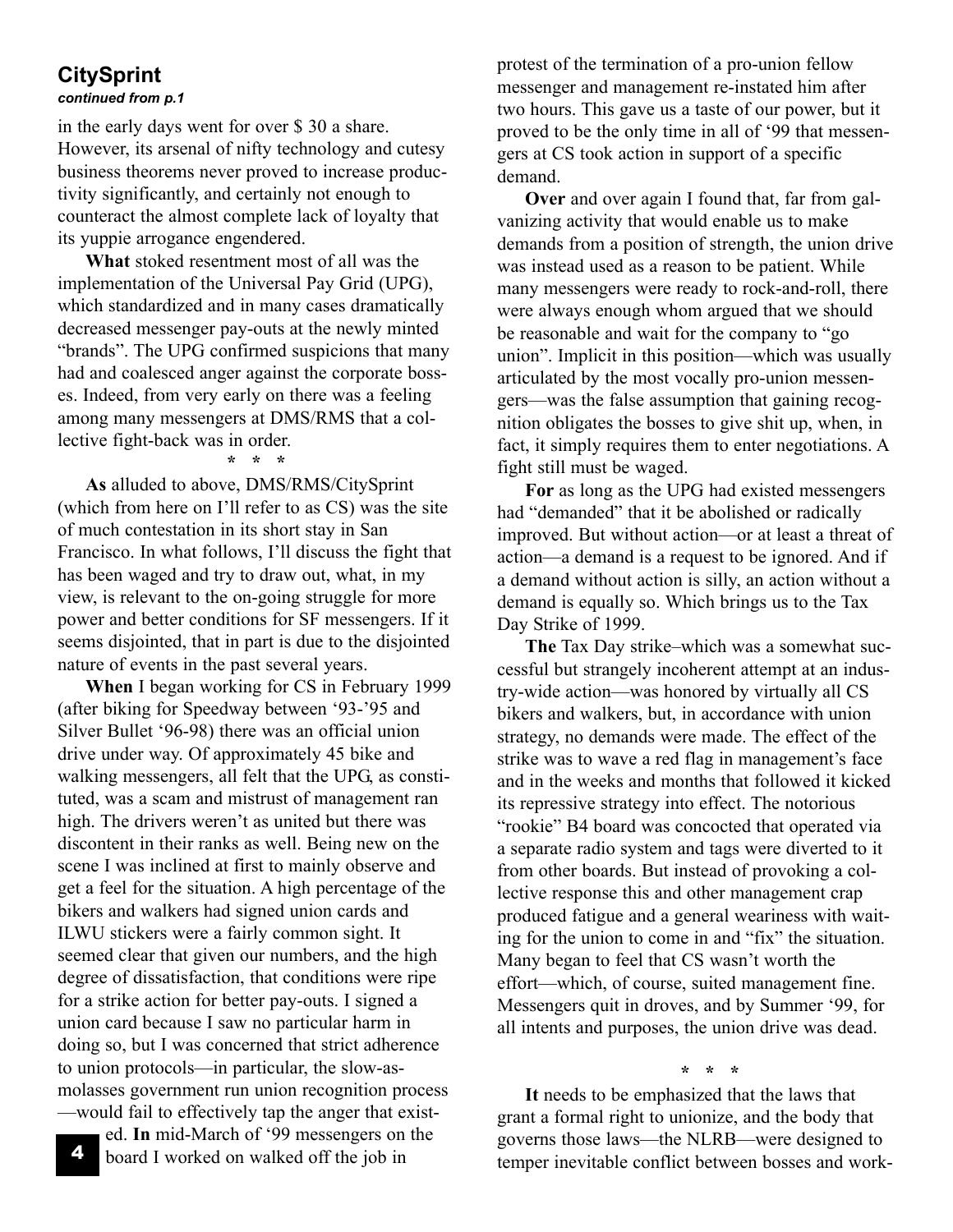## CitySprint

***continued from p.1***

in the early days went for over $ 30 a share. However, its arsenal of nifty technology and cutesy business theorems never proved to increase productivity significantly, and certainly not enough to counteract the almost complete lack of loyalty that its yuppie arrogance engendered.

**What** stoked resentment most of all was the implementation of the Universal Pay Grid (UPG), which standardized and in many cases dramatically decreased messenger pay-outs at the newly minted "brands". The UPG confirmed suspicions that many had and coalesced anger against the corporate bosses. Indeed, from very early on there was a feeling among many messengers at DMS/RMS that a collective fight-back was in order.

\* \* \*

**As** alluded to above, DMS/RMS/CitySprint (which from here on I'll refer to as CS) was the site of much contestation in its short stay in San Francisco. In what follows, I'll discuss the fight that has been waged and try to draw out, what, in my view, is relevant to the on-going struggle for more power and better conditions for SF messengers. If it seems disjointed, that in part is due to the disjointed nature of events in the past several years.

**When** I began working for CS in February 1999 (after biking for Speedway between '93-'95 and Silver Bullet '96-98) there was an official union drive under way. Of approximately 45 bike and walking messengers, all felt that the UPG, as constituted, was a scam and mistrust of management ran high. The drivers weren't as united but there was discontent in their ranks as well. Being new on the scene I was inclined at first to mainly observe and get a feel for the situation. A high percentage of the bikers and walkers had signed union cards and ILWU stickers were a fairly common sight. It seemed clear that given our numbers, and the high degree of dissatisfaction, that conditions were ripe for a strike action for better pay-outs. I signed a union card because I saw no particular harm in doing so, but I was concerned that strict adherence to union protocols—in particular, the slow-as-molasses government run union recognition process—would fail to effectively tap the anger that existed. **In** mid-March of '99 messengers on the board I worked on walked off the job in protest of the termination of a pro-union fellow messenger and management re-instated him after two hours. This gave us a taste of our power, but it proved to be the only time in all of '99 that messengers at CS took action in support of a specific demand.

**Over** and over again I found that, far from galvanizing activity that would enable us to make demands from a position of strength, the union drive was instead used as a reason to be patient. While many messengers were ready to rock-and-roll, there were always enough whom argued that we should be reasonable and wait for the company to "go union". Implicit in this position—which was usually articulated by the most vocally pro-union messengers—was the false assumption that gaining recognition obligates the bosses to give shit up, when, in fact, it simply requires them to enter negotiations. A fight still must be waged.

**For** as long as the UPG had existed messengers had "demanded" that it be abolished or radically improved. But without action—or at least a threat of action—a demand is a request to be ignored. And if a demand without action is silly, an action without a demand is equally so. Which brings us to the Tax Day Strike of 1999.

**The** Tax Day strike–which was a somewhat successful but strangely incoherent attempt at an industry-wide action—was honored by virtually all CS bikers and walkers, but, in accordance with union strategy, no demands were made. The effect of the strike was to wave a red flag in management's face and in the weeks and months that followed it kicked its repressive strategy into effect. The notorious "rookie" B4 board was concocted that operated via a separate radio system and tags were diverted to it from other boards. But instead of provoking a collective response this and other management crap produced fatigue and a general weariness with waiting for the union to come in and "fix" the situation. Many began to feel that CS wasn't worth the effort—which, of course, suited management fine. Messengers quit in droves, and by Summer '99, for all intents and purposes, the union drive was dead.

\* \* \*

**It** needs to be emphasized that the laws that grant a formal right to unionize, and the body that governs those laws—the NLRB—were designed to temper inevitable conflict between bosses and work-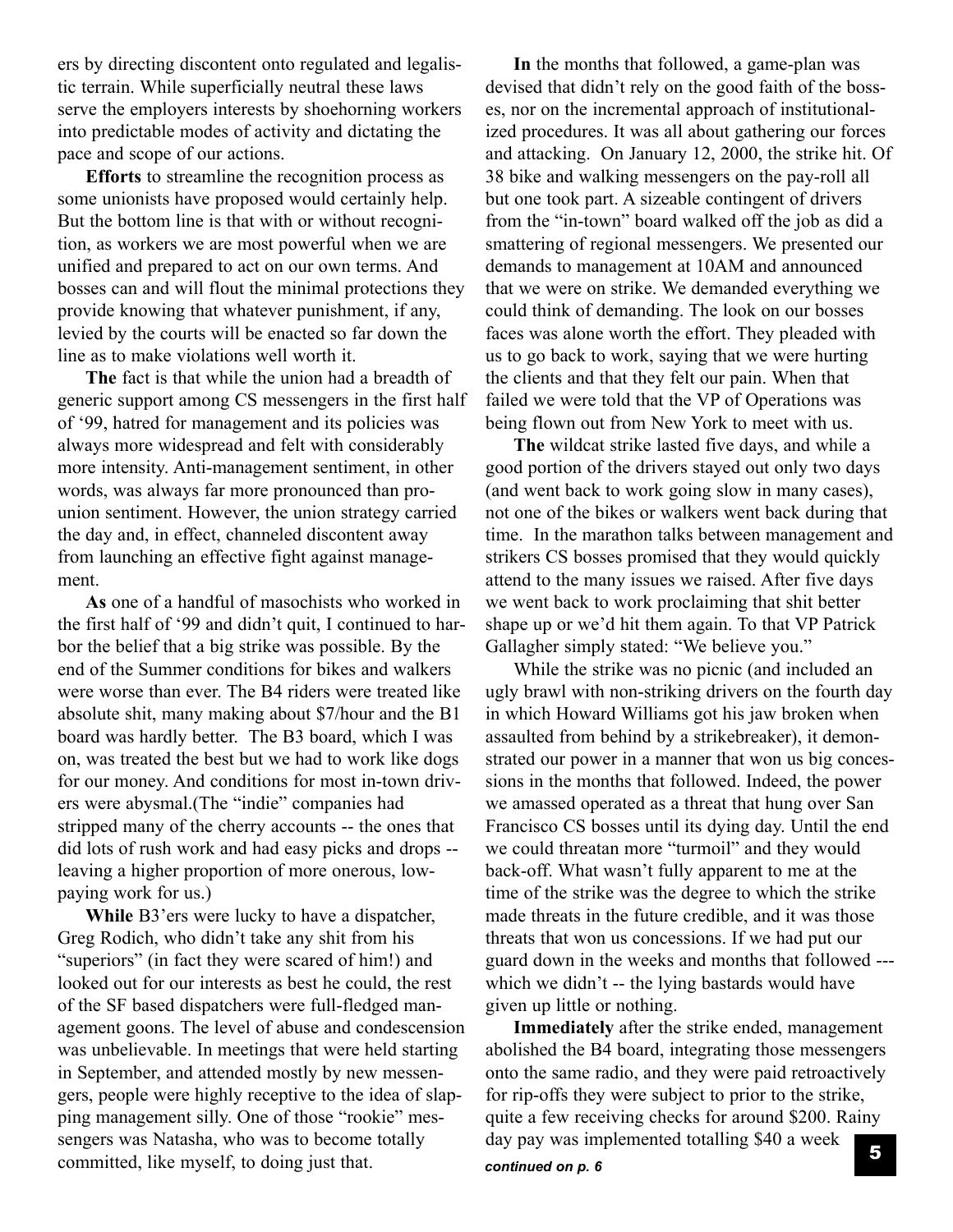ers by directing discontent onto regulated and legalistic terrain. While superficially neutral these laws serve the employers interests by shoehorning workers into predictable modes of activity and dictating the pace and scope of our actions.

**Efforts** to streamline the recognition process as some unionists have proposed would certainly help. But the bottom line is that with or without recognition, as workers we are most powerful when we are unified and prepared to act on our own terms. And bosses can and will flout the minimal protections they provide knowing that whatever punishment, if any, levied by the courts will be enacted so far down the line as to make violations well worth it.

**The** fact is that while the union had a breadth of generic support among CS messengers in the first half of '99, hatred for management and its policies was always more widespread and felt with considerably more intensity. Anti-management sentiment, in other words, was always far more pronounced than pro-union sentiment. However, the union strategy carried the day and, in effect, channeled discontent away from launching an effective fight against management.

**As** one of a handful of masochists who worked in the first half of '99 and didn't quit, I continued to harbor the belief that a big strike was possible. By the end of the Summer conditions for bikes and walkers were worse than ever. The B4 riders were treated like absolute shit, many making about $7/hour and the B1 board was hardly better. The B3 board, which I was on, was treated the best but we had to work like dogs for our money. And conditions for most in-town drivers were abysmal.(The "indie" companies had stripped many of the cherry accounts -- the ones that did lots of rush work and had easy picks and drops -- leaving a higher proportion of more onerous, low-paying work for us.)

**While** B3'ers were lucky to have a dispatcher, Greg Rodich, who didn't take any shit from his "superiors" (in fact they were scared of him!) and looked out for our interests as best he could, the rest of the SF based dispatchers were full-fledged management goons. The level of abuse and condescension was unbelievable. In meetings that were held starting in September, and attended mostly by new messengers, people were highly receptive to the idea of slapping management silly. One of those "rookie" messengers was Natasha, who was to become totally committed, like myself, to doing just that.

**In** the months that followed, a game-plan was devised that didn't rely on the good faith of the bosses, nor on the incremental approach of institutionalized procedures. It was all about gathering our forces and attacking. On January 12, 2000, the strike hit. Of 38 bike and walking messengers on the pay-roll all but one took part. A sizeable contingent of drivers from the "in-town" board walked off the job as did a smattering of regional messengers. We presented our demands to management at 10AM and announced that we were on strike. We demanded everything we could think of demanding. The look on our bosses faces was alone worth the effort. They pleaded with us to go back to work, saying that we were hurting the clients and that they felt our pain. When that failed we were told that the VP of Operations was being flown out from New York to meet with us.

**The** wildcat strike lasted five days, and while a good portion of the drivers stayed out only two days (and went back to work going slow in many cases), not one of the bikes or walkers went back during that time. In the marathon talks between management and strikers CS bosses promised that they would quickly attend to the many issues we raised. After five days we went back to work proclaiming that shit better shape up or we'd hit them again. To that VP Patrick Gallagher simply stated: "We believe you."

While the strike was no picnic (and included an ugly brawl with non-striking drivers on the fourth day in which Howard Williams got his jaw broken when assaulted from behind by a strikebreaker), it demonstrated our power in a manner that won us big concessions in the months that followed. Indeed, the power we amassed operated as a threat that hung over San Francisco CS bosses until its dying day. Until the end we could threatan more "turmoil" and they would back-off. What wasn't fully apparent to me at the time of the strike was the degree to which the strike made threats in the future credible, and it was those threats that won us concessions. If we had put our guard down in the weeks and months that followed --- which we didn't -- the lying bastards would have given up little or nothing.

**Immediately** after the strike ended, management abolished the B4 board, integrating those messengers onto the same radio, and they were paid retroactively for rip-offs they were subject to prior to the strike, quite a few receiving checks for around $200. Rainy day pay was implemented totalling $40 a week

*continued on p. 6*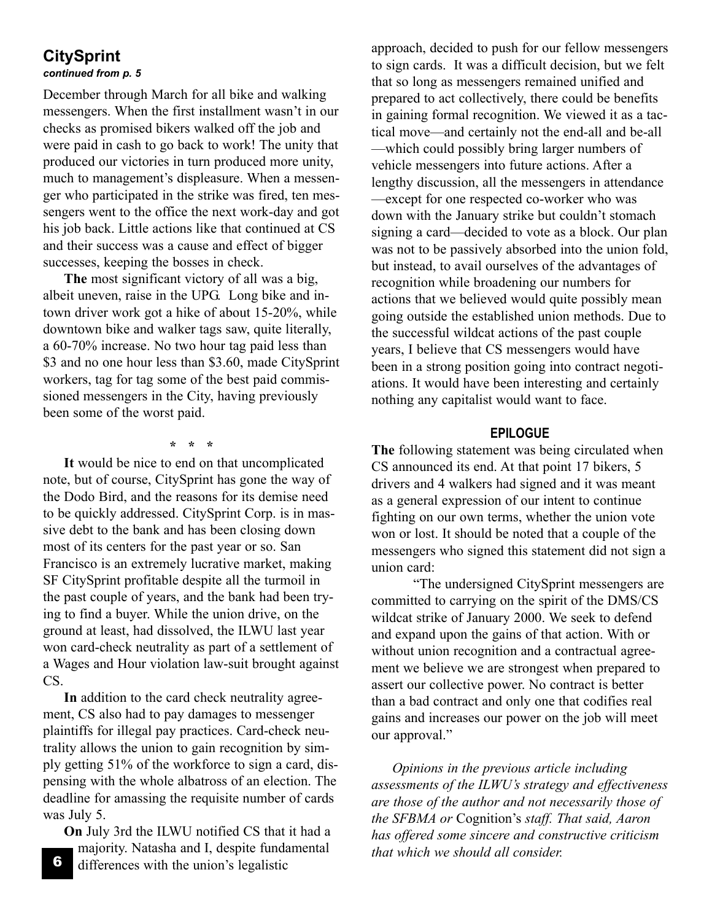## CitySprint

***continued from p. 5***

December through March for all bike and walking messengers. When the first installment wasn't in our checks as promised bikers walked off the job and were paid in cash to go back to work! The unity that produced our victories in turn produced more unity, much to management's displeasure. When a messenger who participated in the strike was fired, ten messengers went to the office the next work-day and got his job back. Little actions like that continued at CS and their success was a cause and effect of bigger successes, keeping the bosses in check.

**The** most significant victory of all was a big, albeit uneven, raise in the UPG. Long bike and in-town driver work got a hike of about 15-20%, while downtown bike and walker tags saw, quite literally, a 60-70% increase. No two hour tag paid less than $3 and no one hour less than $3.60, made CitySprint workers, tag for tag some of the best paid commissioned messengers in the City, having previously been some of the worst paid.

\* \* \*

**It** would be nice to end on that uncomplicated note, but of course, CitySprint has gone the way of the Dodo Bird, and the reasons for its demise need to be quickly addressed. CitySprint Corp. is in massive debt to the bank and has been closing down most of its centers for the past year or so. San Francisco is an extremely lucrative market, making SF CitySprint profitable despite all the turmoil in the past couple of years, and the bank had been trying to find a buyer. While the union drive, on the ground at least, had dissolved, the ILWU last year won card-check neutrality as part of a settlement of a Wages and Hour violation law-suit brought against CS.

**In** addition to the card check neutrality agreement, CS also had to pay damages to messenger plaintiffs for illegal pay practices. Card-check neutrality allows the union to gain recognition by simply getting 51% of the workforce to sign a card, dispensing with the whole albatross of an election. The deadline for amassing the requisite number of cards was July 5.

**On** July 3rd the ILWU notified CS that it had a majority. Natasha and I, despite fundamental differences with the union's legalistic approach, decided to push for our fellow messengers to sign cards. It was a difficult decision, but we felt that so long as messengers remained unified and prepared to act collectively, there could be benefits in gaining formal recognition. We viewed it as a tactical move—and certainly not the end-all and be-all—which could possibly bring larger numbers of vehicle messengers into future actions. After a lengthy discussion, all the messengers in attendance—except for one respected co-worker who was down with the January strike but couldn't stomach signing a card—decided to vote as a block. Our plan was not to be passively absorbed into the union fold, but instead, to avail ourselves of the advantages of recognition while broadening our numbers for actions that we believed would quite possibly mean going outside the established union methods. Due to the successful wildcat actions of the past couple years, I believe that CS messengers would have been in a strong position going into contract negotiations. It would have been interesting and certainly nothing any capitalist would want to face.

### EPILOGUE

**The** following statement was being circulated when CS announced its end. At that point 17 bikers, 5 drivers and 4 walkers had signed and it was meant as a general expression of our intent to continue fighting on our own terms, whether the union vote won or lost. It should be noted that a couple of the messengers who signed this statement did not sign a union card:

"The undersigned CitySprint messengers are committed to carrying on the spirit of the DMS/CS wildcat strike of January 2000. We seek to defend and expand upon the gains of that action. With or without union recognition and a contractual agreement we believe we are strongest when prepared to assert our collective power. No contract is better than a bad contract and only one that codifies real gains and increases our power on the job will meet our approval."

*Opinions in the previous article including assessments of the ILWU's strategy and effectiveness are those of the author and not necessarily those of the SFBMA or* Cognition*'s staff. That said, Aaron has offered some sincere and constructive criticism that which we should all consider.*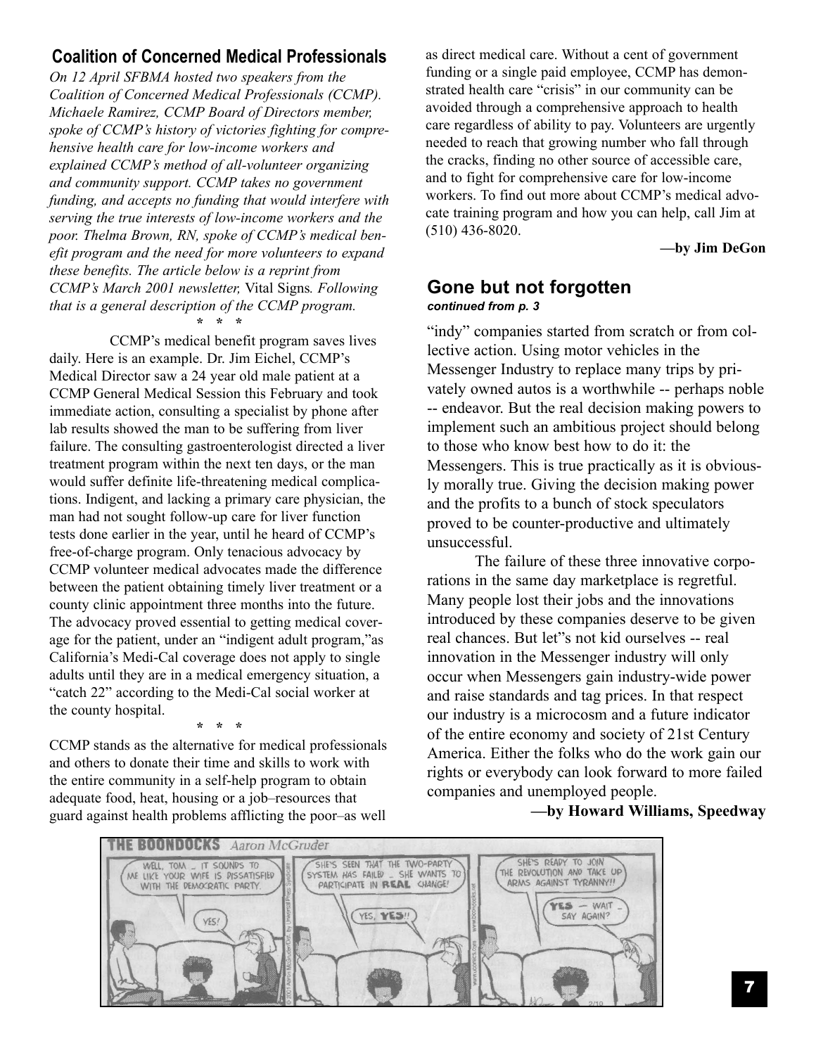## Coalition of Concerned Medical Professionals

*On 12 April SFBMA hosted two speakers from the Coalition of Concerned Medical Professionals (CCMP). Michaele Ramirez, CCMP Board of Directors member, spoke of CCMP's history of victories fighting for comprehensive health care for low-income workers and explained CCMP's method of all-volunteer organizing and community support. CCMP takes no government funding, and accepts no funding that would interfere with serving the true interests of low-income workers and the poor. Thelma Brown, RN, spoke of CCMP's medical benefit program and the need for more volunteers to expand these benefits. The article below is a reprint from CCMP's March 2001 newsletter,* Vital Signs*. Following that is a general description of the CCMP program.*

\* \* \*

CCMP's medical benefit program saves lives daily. Here is an example. Dr. Jim Eichel, CCMP's Medical Director saw a 24 year old male patient at a CCMP General Medical Session this February and took immediate action, consulting a specialist by phone after lab results showed the man to be suffering from liver failure. The consulting gastroenterologist directed a liver treatment program within the next ten days, or the man would suffer definite life-threatening medical complications. Indigent, and lacking a primary care physician, the man had not sought follow-up care for liver function tests done earlier in the year, until he heard of CCMP's free-of-charge program. Only tenacious advocacy by CCMP volunteer medical advocates made the difference between the patient obtaining timely liver treatment or a county clinic appointment three months into the future. The advocacy proved essential to getting medical coverage for the patient, under an "indigent adult program,"as California's Medi-Cal coverage does not apply to single adults until they are in a medical emergency situation, a "catch 22" according to the Medi-Cal social worker at the county hospital.

\* \* \*

CCMP stands as the alternative for medical professionals and others to donate their time and skills to work with the entire community in a self-help program to obtain adequate food, heat, housing or a job–resources that guard against health problems afflicting the poor–as well as direct medical care. Without a cent of government funding or a single paid employee, CCMP has demonstrated health care "crisis" in our community can be avoided through a comprehensive approach to health care regardless of ability to pay. Volunteers are urgently needed to reach that growing number who fall through the cracks, finding no other source of accessible care, and to fight for comprehensive care for low-income workers. To find out more about CCMP's medical advocate training program and how you can help, call Jim at (510) 436-8020.

**—by Jim DeGon**

## Gone but not forgotten

***continued from p. 3***

"indy" companies started from scratch or from collective action. Using motor vehicles in the Messenger Industry to replace many trips by privately owned autos is a worthwhile -- perhaps noble -- endeavor. But the real decision making powers to implement such an ambitious project should belong to those who know best how to do it: the Messengers. This is true practically as it is obviously morally true. Giving the decision making power and the profits to a bunch of stock speculators proved to be counter-productive and ultimately unsuccessful.

The failure of these three innovative corporations in the same day marketplace is regretful. Many people lost their jobs and the innovations introduced by these companies deserve to be given real chances. But let"s not kid ourselves -- real innovation in the Messenger industry will only occur when Messengers gain industry-wide power and raise standards and tag prices. In that respect our industry is a microcosm and a future indicator of the entire economy and society of 21st Century America. Either the folks who do the work gain our rights or everybody can look forward to more failed companies and unemployed people.

**—by Howard Williams, Speedway**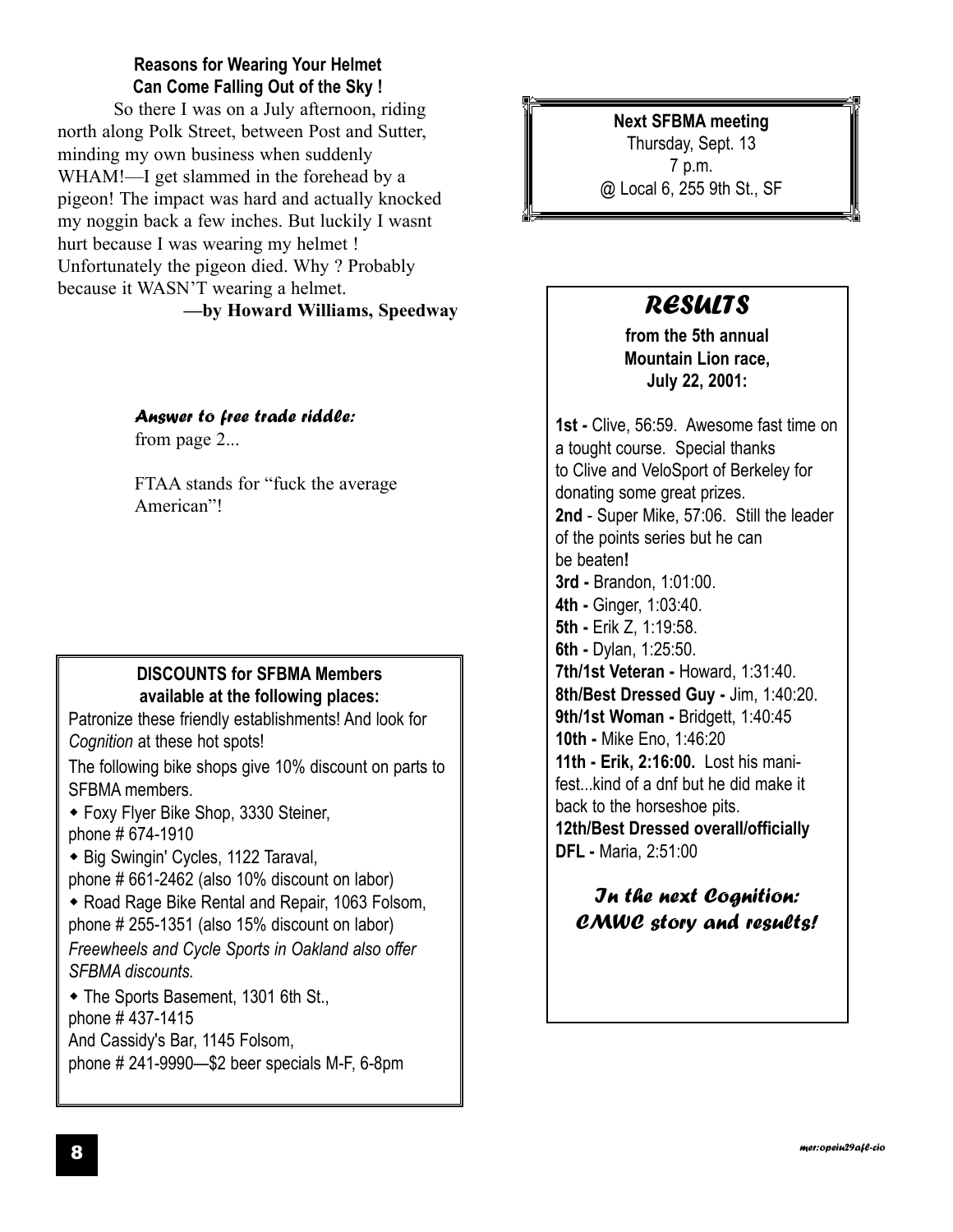### Reasons for Wearing Your Helmet Can Come Falling Out of the Sky !

So there I was on a July afternoon, riding north along Polk Street, between Post and Sutter, minding my own business when suddenly WHAM!—I get slammed in the forehead by a pigeon! The impact was hard and actually knocked my noggin back a few inches. But luckily I wasnt hurt because I was wearing my helmet ! Unfortunately the pigeon died. Why ? Probably because it WASN'T wearing a helmet.

**—by Howard Williams, Speedway**

***Answer to free trade riddle:***
from page 2...

FTAA stands for "fuck the average American"!

**DISCOUNTS for SFBMA Members available at the following places:**

Patronize these friendly establishments! And look for *Cognition* at these hot spots!

The following bike shops give 10% discount on parts to SFBMA members.

- Foxy Flyer Bike Shop, 3330 Steiner, phone # 674-1910
- Big Swingin' Cycles, 1122 Taraval, phone # 661-2462 (also 10% discount on labor)
- Road Rage Bike Rental and Repair, 1063 Folsom, phone # 255-1351 (also 15% discount on labor)

*Freewheels and Cycle Sports in Oakland also offer SFBMA discounts.*

- The Sports Basement, 1301 6th St., phone # 437-1415

And Cassidy's Bar, 1145 Folsom, phone # 241-9990—$2 beer specials M-F, 6-8pm

**Next SFBMA meeting**
Thursday, Sept. 13
7 p.m.
@ Local 6, 255 9th St., SF

## *RESULTS*

**from the 5th annual Mountain Lion race, July 22, 2001:**

**1st -** Clive, 56:59. Awesome fast time on a tought course. Special thanks to Clive and VeloSport of Berkeley for donating some great prizes.
**2nd** - Super Mike, 57:06. Still the leader of the points series but he can be beaten**!**
**3rd -** Brandon, 1:01:00.
**4th -** Ginger, 1:03:40.
**5th -** Erik Z, 1:19:58.
**6th -** Dylan, 1:25:50.
**7th/1st Veteran -** Howard, 1:31:40.
**8th/Best Dressed Guy -** Jim, 1:40:20.
**9th/1st Woman -** Bridgett, 1:40:45
**10th -** Mike Eno, 1:46:20
**11th - Erik, 2:16:00.** Lost his manifest...kind of a dnf but he did make it back to the horseshoe pits.
**12th/Best Dressed overall/officially DFL -** Maria, 2:51:00

***In the next Cognition: CMWC story and results!***

*mer:opeiu29afl-cio*